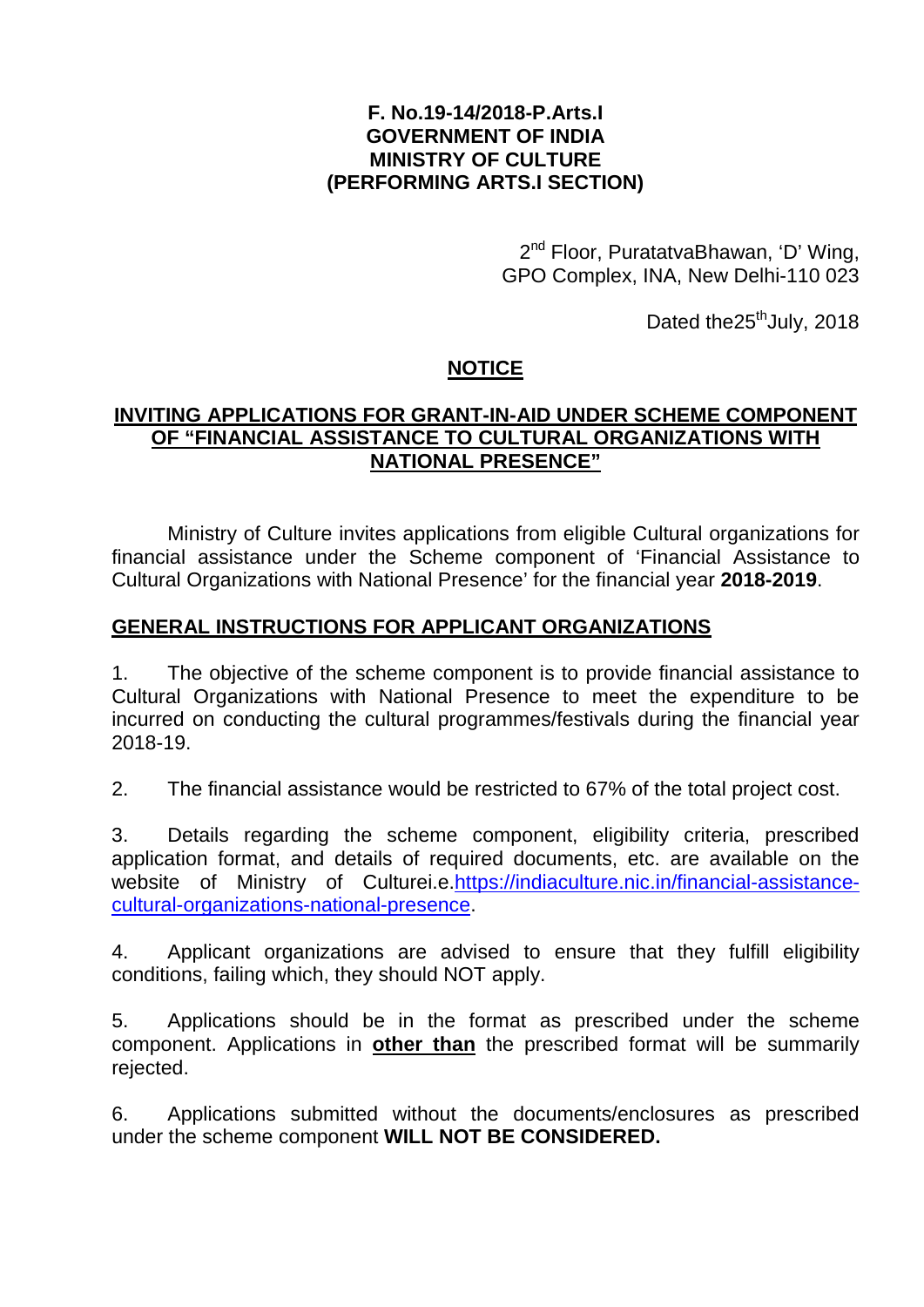**F. No.19-14/2018-P.Arts.I**
**GOVERNMENT OF INDIA**
**MINISTRY OF CULTURE**
**(PERFORMING ARTS.I SECTION)**

2nd Floor, PuratatvaBhawan, 'D' Wing,
GPO Complex, INA, New Delhi-110 023

Dated the25th July, 2018

## NOTICE

### INVITING APPLICATIONS FOR GRANT-IN-AID UNDER SCHEME COMPONENT OF "FINANCIAL ASSISTANCE TO CULTURAL ORGANIZATIONS WITH NATIONAL PRESENCE"

Ministry of Culture invites applications from eligible Cultural organizations for financial assistance under the Scheme component of 'Financial Assistance to Cultural Organizations with National Presence' for the financial year **2018-2019**.

### GENERAL INSTRUCTIONS FOR APPLICANT ORGANIZATIONS

1. The objective of the scheme component is to provide financial assistance to Cultural Organizations with National Presence to meet the expenditure to be incurred on conducting the cultural programmes/festivals during the financial year 2018-19.

2. The financial assistance would be restricted to 67% of the total project cost.

3. Details regarding the scheme component, eligibility criteria, prescribed application format, and details of required documents, etc. are available on the website of Ministry of Culturei.e.[https://indiaculture.nic.in/financial-assistance-cultural-organizations-national-presence](https://indiaculture.nic.in/financial-assistance-cultural-organizations-national-presence).

4. Applicant organizations are advised to ensure that they fulfill eligibility conditions, failing which, they should NOT apply.

5. Applications should be in the format as prescribed under the scheme component. Applications in **other than** the prescribed format will be summarily rejected.

6. Applications submitted without the documents/enclosures as prescribed under the scheme component **WILL NOT BE CONSIDERED.**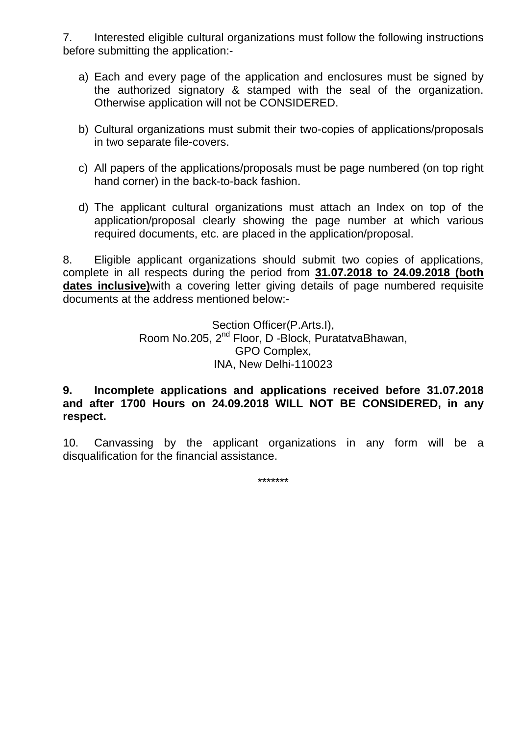7. Interested eligible cultural organizations must follow the following instructions before submitting the application:-

a) Each and every page of the application and enclosures must be signed by the authorized signatory & stamped with the seal of the organization. Otherwise application will not be CONSIDERED.

b) Cultural organizations must submit their two-copies of applications/proposals in two separate file-covers.

c) All papers of the applications/proposals must be page numbered (on top right hand corner) in the back-to-back fashion.

d) The applicant cultural organizations must attach an Index on top of the application/proposal clearly showing the page number at which various required documents, etc. are placed in the application/proposal.

8. Eligible applicant organizations should submit two copies of applications, complete in all respects during the period from **31.07.2018 to 24.09.2018 (both dates inclusive)**with a covering letter giving details of page numbered requisite documents at the address mentioned below:-

Section Officer(P.Arts.I),
Room No.205, 2nd Floor, D -Block, PuratatvaBhawan,
GPO Complex,
INA, New Delhi-110023

**9. Incomplete applications and applications received before 31.07.2018 and after 1700 Hours on 24.09.2018 WILL NOT BE CONSIDERED, in any respect.**

10. Canvassing by the applicant organizations in any form will be a disqualification for the financial assistance.

*******